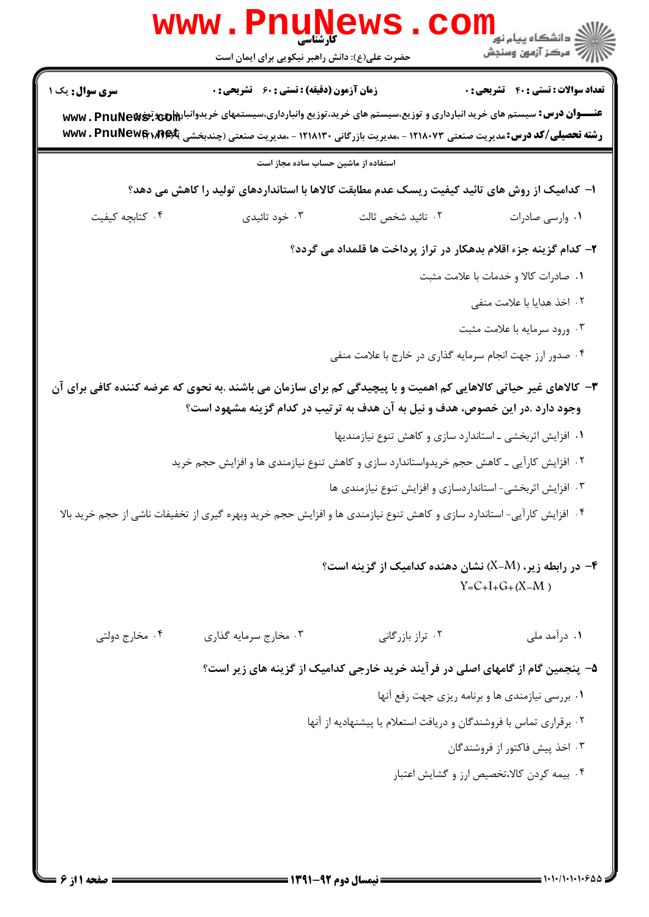کارشناسی

حضرت علی(ع): دانش راهبر نیکویی برای ایمان است

**سری سوال:** یک ۱ | **زمان آزمون (دقیقه) : تستی : ۶۰ تشریحی : ۰** | **تعداد سوالات : تستی : ۴۰ تشریحی : ۰**

**عنـــوان درس:** سیستم های خرید انبارداری و توزیع،سیستم های خرید،توزیع وانبارداری،سیستمهای خریدوانبارداری وتوزیع

**رشته تحصیلی/کد درس:** مدیریت صنعتی ۱۲۱۸۰۷۳ - ،مدیریت بازرگانی ۱۲۱۸۱۳۰ - ،مدیریت صنعتی (چندبخشی )۱۲۱۸۲۶۶

استفاده از ماشین حساب ساده مجاز است

**۱- کدامیک از روش های تائید کیفیت ریسک عدم مطابقت کالاها با استانداردهای تولید را کاهش می دهد؟**

۱. وارسی صادرات
۲. تائید شخص ثالث
۳. خود تائیدی
۴. کتابچه کیفیت

**۲- کدام گزینه جزء اقلام بدهکار در تراز پرداخت ها قلمداد می گردد؟**

۱. صادرات کالا و خدمات با علامت مثبت
۲. اخذ هدایا با علامت منفی
۳. ورود سرمایه با علامت مثبت
۴. صدور ارز جهت انجام سرمایه گذاری در خارج با علامت منفی

**۳- کالاهای غیر حیاتی کالاهایی کم اهمیت و با پیچیدگی کم برای سازمان می باشند .به نحوی که عرضه کننده کافی برای آن وجود دارد .در این خصوص، هدف و نیل به آن هدف به ترتیب در کدام گزینه مشهود است؟**

۱. افزایش اثربخشی ـ استاندارد سازی و کاهش تنوع نیازمندیها
۲. افزایش کارآیی ـ کاهش حجم خریدواستاندارد سازی و کاهش تنوع نیازمندی ها و افزایش حجم خرید
۳. افزایش اثربخشی- استانداردسازی و افزایش تنوع نیازمندی ها
۴. افزایش کارآیی- استاندارد سازی و کاهش تنوع نیازمندی ها و افزایش حجم خرید وبهره گیری از تخفیفات ناشی از حجم خرید بالا

**۴- در رابطه زیر، $(X-M)$ نشان دهنده کدامیک از گزینه است؟**

$$Y=C+I+G+(X-M)$$

۱. درآمد ملی
۲. تراز بازرگانی
۳. مخارج سرمایه گذاری
۴. مخارج دولتی

**۵- پنجمین گام از گامهای اصلی در فرآیند خرید خارجی کدامیک از گزینه های زیر است؟**

۱. بررسی نیازمندی ها و برنامه ریزی جهت رفع آنها
۲. برقراری تماس با فروشندگان و دریافت استعلام یا پیشنهادیه از آنها
۳. اخذ پیش فاکتور از فروشندگان
۴. بیمه کردن کالا،تخصیص ارز و گشایش اعتبار

نیمسال دوم ۹۲-۱۳۹۱

۱۰۱۰/۱۰۱۰۱۰۶۵۵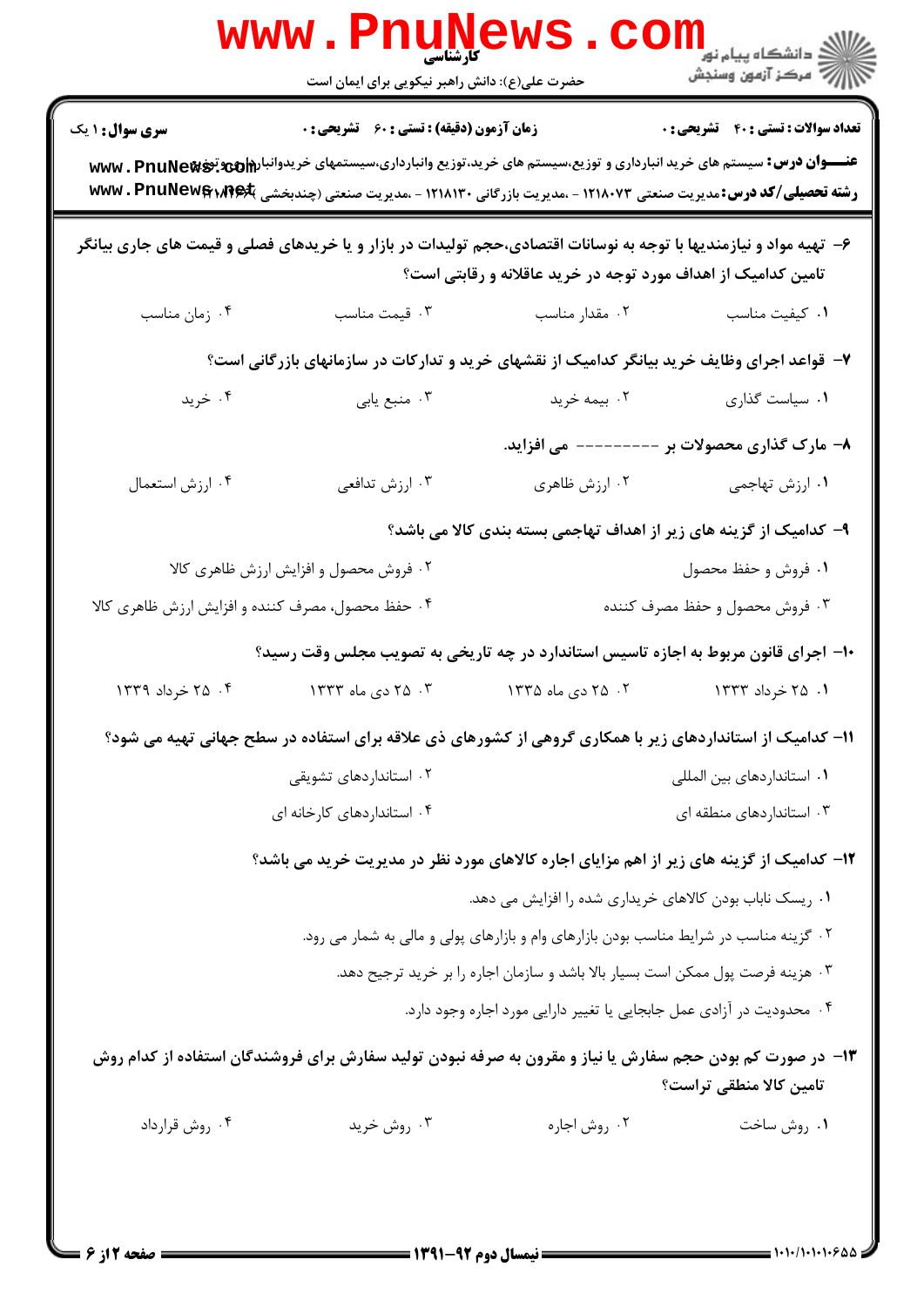**سری سوال:** ۱ یک

**زمان آزمون (دقیقه) : تستی : ۶۰ تشریحی : ۰**

**تعداد سوالات : تستی : ۴۰ تشریحی : ۰**

**عنـــوان درس:** سیستم های خرید انبارداری و توزیع،سیستم های خرید،توزیع وانبارداری،سیستمهای خریدوانبارداری وتوزیع

**رشته تحصیلی/کد درس:** مدیریت صنعتی ۱۲۱۸۰۷۳ - ،مدیریت بازرگانی ۱۲۱۸۱۳۰ - ،مدیریت صنعتی (چندبخشی )

۶- تهیه مواد و نیازمندیها با توجه به نوسانات اقتصادی،حجم تولیدات در بازار و یا خریدهای فصلی و قیمت های جاری بیانگر تامین کدامیک از اهداف مورد توجه در خرید عاقلانه و رقابتی است؟

۱. کیفیت مناسب
۲. مقدار مناسب
۳. قیمت مناسب
۴. زمان مناسب

۷- قواعد اجرای وظایف خرید بیانگر کدامیک از نقشهای خرید و تدارکات در سازمانهای بازرگانی است؟

۱. سیاست گذاری
۲. بیمه خرید
۳. منبع یابی
۴. خرید

۸- مارک گذاری محصولات بر --------- می افزاید.

۱. ارزش تهاجمی
۲. ارزش ظاهری
۳. ارزش تدافعی
۴. ارزش استعمال

۹- کدامیک از گزینه های زیر از اهداف تهاجمی بسته بندی کالا می باشد؟

۱. فروش و حفظ محصول
۲. فروش محصول و افزایش ارزش ظاهری کالا
۳. فروش محصول و حفظ مصرف کننده
۴. حفظ محصول، مصرف کننده و افزایش ارزش ظاهری کالا

۱۰- اجرای قانون مربوط به اجازه تاسیس استاندارد در چه تاریخی به تصویب مجلس وقت رسید؟

۱. ۲۵ خرداد ۱۳۳۳
۲. ۲۵ دی ماه ۱۳۳۵
۳. ۲۵ دی ماه ۱۳۳۳
۴. ۲۵ خرداد ۱۳۳۹

۱۱- کدامیک از استانداردهای زیر با همکاری گروهی از کشورهای ذی علاقه برای استفاده در سطح جهانی تهیه می شود؟

۱. استانداردهای بین المللی
۲. استانداردهای تشویقی
۳. استانداردهای منطقه ای
۴. استانداردهای کارخانه ای

۱۲- کدامیک از گزینه های زیر از اهم مزایای اجاره کالاهای مورد نظر در مدیریت خرید می باشد؟

۱. ریسک ناباب بودن کالاهای خریداری شده را افزایش می دهد.
۲. گزینه مناسب در شرایط مناسب بودن بازارهای وام و بازارهای پولی و مالی به شمار می رود.
۳. هزینه فرصت پول ممکن است بسیار بالا باشد و سازمان اجاره را بر خرید ترجیح دهد.
۴. محدودیت در آزادی عمل جابجایی یا تغییر دارایی مورد اجاره وجود دارد.

۱۳- در صورت کم بودن حجم سفارش یا نیاز و مقرون به صرفه نبودن تولید سفارش برای فروشندگان استفاده از کدام روش تامین کالا منطقی تراست؟

۱. روش ساخت
۲. روش اجاره
۳. روش خرید
۴. روش قرارداد

**نیمسال دوم ۹۲-۱۳۹۱**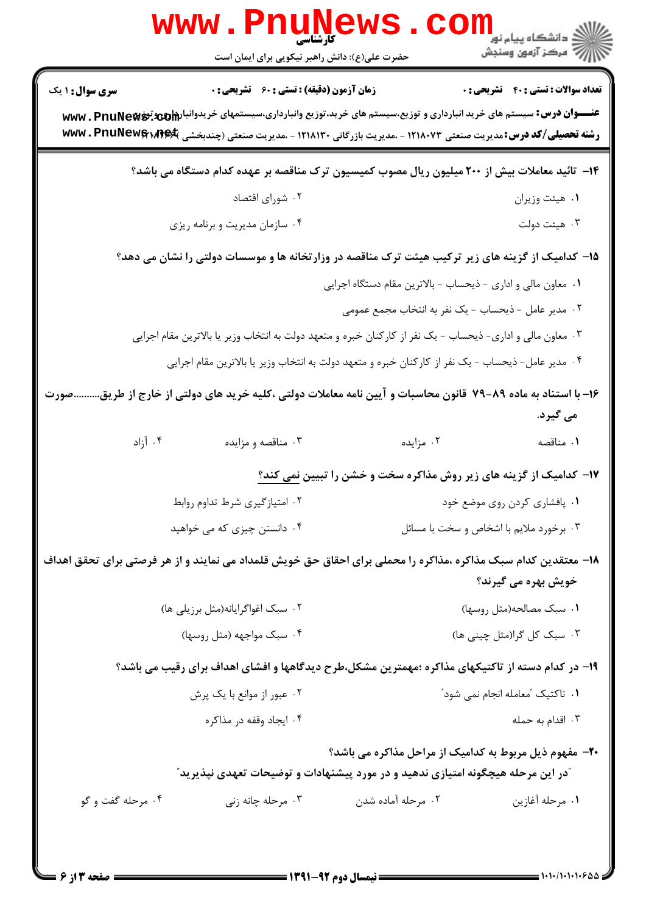**سری سؤال:** ۱ یک

**زمان آزمون (دقیقه) : تستی : ۶۰ تشریحی : ۰**

**تعداد سوالات : تستی : ۴۰ تشریحی : ۰**

**عنـــوان درس:** سیستم های خرید انبارداری و توزیع،سیستم های خرید،توزیع وانبارداری،سیستمهای خریدوانبارداری وتوزیع

**رشته تحصیلی/کد درس:** مدیریت صنعتی ۱۲۱۸۰۷۳ - ،مدیریت بازرگانی ۱۲۱۸۱۳۰ - ،مدیریت صنعتی (چندبخشی ) ۱۲۱۸۱۷۳

۱۴- تائید معاملات بیش از ۲۰۰ میلیون ریال مصوب کمیسیون ترک مناقصه بر عهده کدام دستگاه می باشد؟

۱. هیئت وزیران
۲. شورای اقتصاد
۳. هیئت دولت
۴. سازمان مدیریت و برنامه ریزی

۱۵- کدامیک از گزینه های زیر ترکیب هیئت ترک مناقصه در وزارتخانه ها و موسسات دولتی را نشان می دهد؟

۱. معاون مالی و اداری - ذیحساب - بالاترین مقام دستگاه اجرایی
۲. مدیر عامل - ذیحساب - یک نفر به انتخاب مجمع عمومی
۳. معاون مالی و اداری- ذیحساب - یک نفر از کارکنان خبره و متعهد دولت به انتخاب وزیر یا بالاترین مقام اجرایی
۴. مدیر عامل- ذیحساب - یک نفر از کارکنان خبره و متعهد دولت به انتخاب وزیر یا بالاترین مقام اجرایی

۱۶- با استناد به ماده ۸۹-۷۹ قانون محاسبات و آیین نامه معاملات دولتی ،کلیه خرید های دولتی از خارج از طریق..........صورت می گیرد.

۱. مناقصه
۲. مزایده
۳. مناقصه و مزایده
۴. آزاد

۱۷- کدامیک از گزینه های زیر روش مذاکره سخت و خشن را تبیین نمی کند؟

۱. پافشاری کردن روی موضع خود
۲. امتیازگیری شرط تداوم روابط
۳. برخورد ملایم با اشخاص و سخت با مسائل
۴. دانستن چیزی که می خواهید

۱۸- معتقدین کدام سبک مذاکره ،مذاکره را محملی برای احقاق حق خویش قلمداد می نمایند و از هر فرصتی برای تحقق اهداف خویش بهره می گیرند؟

۱. سبک مصالحه(مثل روسها)
۲. سبک اغواگرایانه(مثل برزیلی ها)
۳. سبک کل گرا(مثل چینی ها)
۴. سبک مواجهه (مثل روسها)

۱۹- در کدام دسته از تاکتیکهای مذاکره ؛مهمترین مشکل،طرح دیدگاهها و افشای اهداف برای رقیب می باشد؟

۱. تاکتیک "معامله انجام نمی شود"
۲. عبور از موانع با یک پرش
۳. اقدام به حمله
۴. ایجاد وقفه در مذاکره

۲۰- مفهوم ذیل مربوط به کدامیک از مراحل مذاکره می باشد؟

"در این مرحله هیچگونه امتیازی ندهید و در مورد پیشنهادات و توضیحات تعهدی نپذیرید"

۱. مرحله آغازین
۲. مرحله آماده شدن
۳. مرحله چانه زنی
۴. مرحله گفت و گو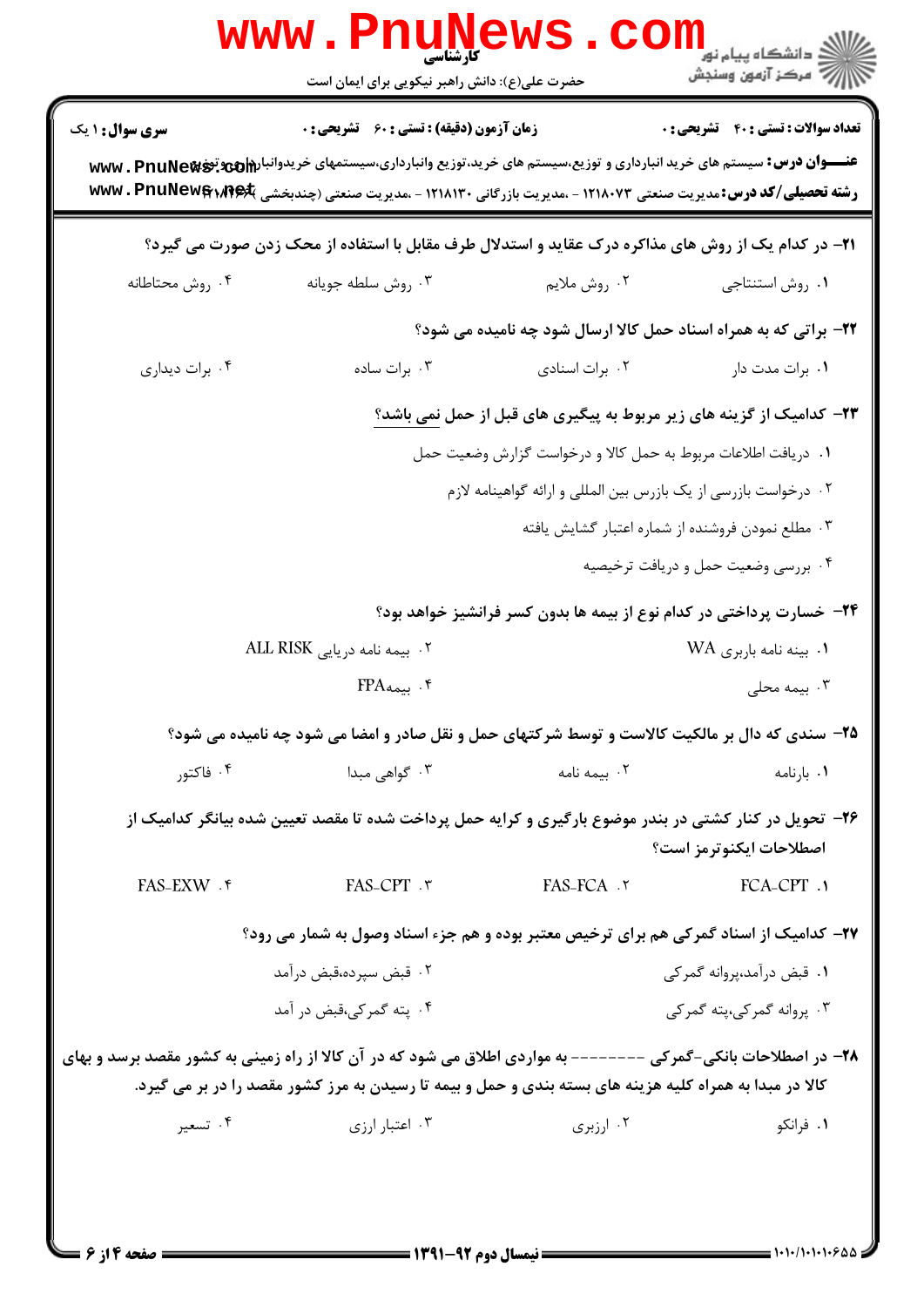۲۱- در کدام یک از روش های مذاکره درک عقاید و استدلال طرف مقابل با استفاده از محک زدن صورت می گیرد؟

۱. روش استنتاجی
۲. روش ملایم
۳. روش سلطه جویانه
۴. روش محتاطانه

۲۲- براتی که به همراه اسناد حمل کالا ارسال شود چه نامیده می شود؟

۱. برات مدت دار
۲. برات اسنادی
۳. برات ساده
۴. برات دیداری

۲۳- کدامیک از گزینه های زیر مربوط به پیگیری های قبل از حمل نمی باشد؟

۱. دریافت اطلاعات مربوط به حمل کالا و درخواست گزارش وضعیت حمل
۲. درخواست بازرسی از یک بازرس بین المللی و ارائه گواهینامه لازم
۳. مطلع نمودن فروشنده از شماره اعتبار گشایش یافته
۴. بررسی وضعیت حمل و دریافت ترخیصیه

۲۴- خسارت پرداختی در کدام نوع از بیمه ها بدون کسر فرانشیز خواهد بود؟

۱. بینه نامه باربری WA
۲. بیمه نامه دریایی ALL RISK
۳. بیمه محلی
۴. بیمهFPA

۲۵- سندی که دال بر مالکیت کالاست و توسط شرکتهای حمل و نقل صادر و امضا می شود چه نامیده می شود؟

۱. بارنامه
۲. بیمه نامه
۳. گواهی مبدا
۴. فاکتور

۲۶- تحویل در کنار کشتی در بندر موضوع بارگیری و کرایه حمل پرداخت شده تا مقصد تعیین شده بیانگر کدامیک از اصطلاحات ایکنوترمز است؟

۱. FCA-CPT
۲. FAS-FCA
۳. FAS-CPT
۴. FAS-EXW

۲۷- کدامیک از اسناد گمرکی هم برای ترخیص معتبر بوده و هم جزء اسناد وصول به شمار می رود؟

۱. قبض درآمد،پروانه گمرکی
۲. قبض سپرده،قبض درآمد
۳. پروانه گمرکی،پته گمرکی
۴. پته گمرکی،قبض در آمد

۲۸- در اصطلاحات بانکی-گمرکی -------- به مواردی اطلاق می شود که در آن کالا از راه زمینی به کشور مقصد برسد و بهای کالا در مبدا به همراه کلیه هزینه های بسته بندی و حمل و بیمه تا رسیدن به مرز کشور مقصد را در بر می گیرد.

۱. فرانکو
۲. ارزبری
۳. اعتبار ارزی
۴. تسعیر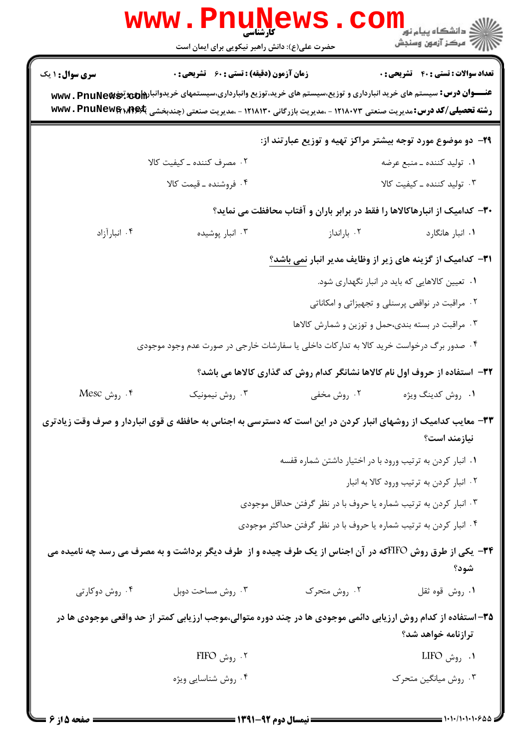۲۹- دو موضوع مورد توجه بیشتر مراکز تهیه و توزیع عبارتند از:

۱. تولید کننده ـ منبع عرضه
۲. مصرف کننده ـ کیفیت کالا
۳. تولید کننده ـ کیفیت کالا
۴. فروشنده ـ قیمت کالا

۳۰- کدامیک از انبارهاکالاها را فقط در برابر باران و آفتاب محافظت می نماید؟

۱. انبار هانگارد
۲. بارانداز
۳. انبار پوشیده
۴. انبارآزاد

۳۱- کدامیک از گزینه های زیر از وظایف مدیر انبار **نمی باشد**؟

۱. تعیین کالاهایی که باید در انبار نگهداری شود.
۲. مراقبت در نواقص پرسنلی و تجهیزاتی و امکاناتی
۳. مراقبت در بسته بندی،حمل و توزین و شمارش کالاها
۴. صدور برگ درخواست خرید کالا به تدارکات داخلی یا سفارشات خارجی در صورت عدم وجود موجودی

۳۲- استفاده از حروف اول نام کالاها نشانگر کدام روش کد گذاری کالاها می باشد؟

۱. روش کدینگ ویژه
۲. روش مخفی
۳. روش نیمونیک
۴. روش Mesc

۳۳- معایب کدامیک از روشهای انبار کردن در این است که دسترسی به اجناس به حافظه ی قوی انباردار و صرف وقت زیادتری نیازمند است؟

۱. انبار کردن به ترتیب ورود با در اختیار داشتن شماره قفسه
۲. انبار کردن به ترتیب ورود کالا به انبار
۳. انبار کردن به ترتیب شماره یا حروف با در نظر گرفتن حداقل موجودی
۴. انبار کردن به ترتیب شماره یا حروف با در نظر گرفتن حداکثر موجودی

۳۴- یکی از طرق روش FIFOکه در آن اجناس از یک طرف چیده و از طرف دیگر برداشت و به مصرف می رسد چه نامیده می شود؟

۱. روش قوه ثقل
۲. روش متحرک
۳. روش مساحت دوبل
۴. روش دوکارتی

۳۵- استفاده از کدام روش ارزیابی دائمی موجودی ها در چند دوره متوالی،موجب ارزیابی کمتر از حد واقعی موجودی ها در ترازنامه خواهد شد؟

۱. روش LIFO
۲. روش FIFO
۳. روش میانگین متحرک
۴. روش شناسایی ویژه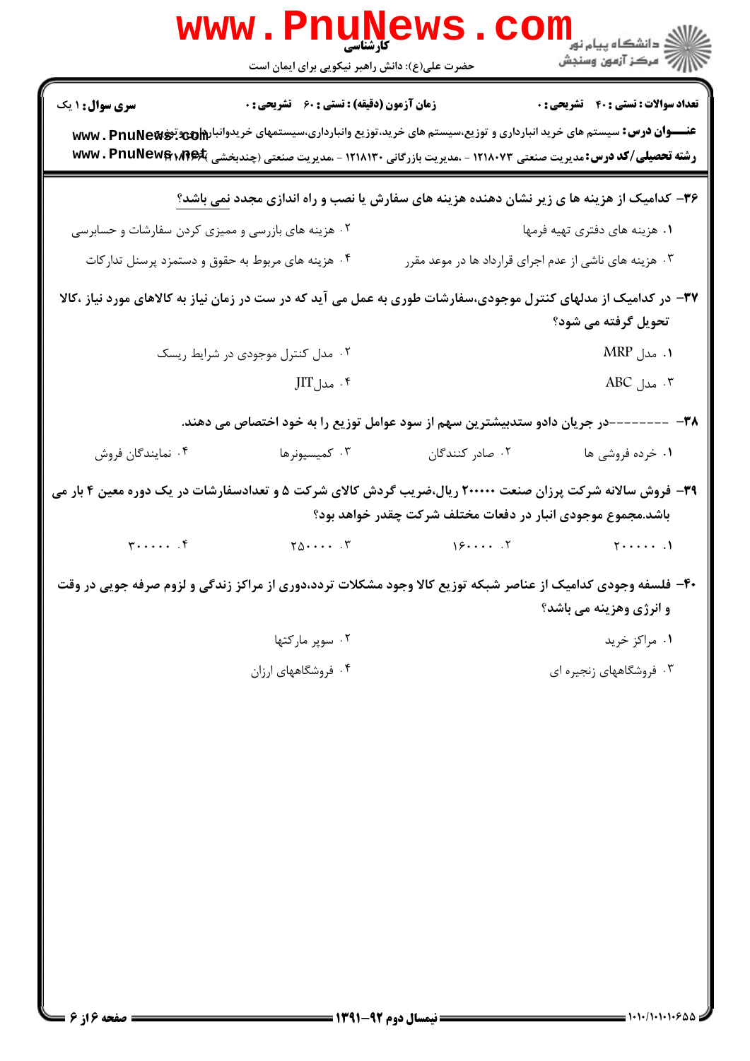**سری سوال:** ۱ یک | **زمان آزمون (دقیقه) : تستی :** ۶۰ **تشریحی :** ۰ | **تعداد سوالات : تستی :** ۴۰ **تشریحی :** ۰

**عنـــوان درس:** سیستم های خرید انبارداری و توزیع،سیستم های خرید،توزیع وانبارداری،سیستمهای خریدوانبارداری وتوزیع

**رشته تحصیلی/کد درس:** مدیریت صنعتی ۱۲۱۸۰۷۳ - ،مدیریت بازرگانی ۱۲۱۸۱۳۰ - ،مدیریت صنعتی (چندبخشی )۱۲۱۸۲۶۶

**۳۶-** کدامیک از هزینه ها ی زیر نشان دهنده هزینه های سفارش یا نصب و راه اندازی مجدد نمی باشد؟

۱. هزینه های دفتری تهیه فرمها

۲. هزینه های بازرسی و ممیزی کردن سفارشات و حسابرسی

۳. هزینه های ناشی از عدم اجرای قرارداد ها در موعد مقرر

۴. هزینه های مربوط به حقوق و دستمزد پرسنل تدارکات

**۳۷-** در کدامیک از مدلهای کنترل موجودی،سفارشات طوری به عمل می آید که در ست در زمان نیاز به کالاهای مورد نیاز ،کالا تحویل گرفته می شود؟

۱. مدل MRP

۲. مدل کنترل موجودی در شرایط ریسک

۳. مدل ABC

۴. مدل JIT

**۳۸-** ---------در جریان دادو ستدبیشترین سهم از سود عوامل توزیع را به خود اختصاص می دهند.

۱. خرده فروشی ها

۲. صادر کنندگان

۳. کمیسیونرها

۴. نمایندگان فروش

**۳۹-** فروش سالانه شرکت پرزان صنعت ۲۰۰۰۰۰ ریال،ضریب گردش کالای شرکت ۵ و تعدادسفارشات در یک دوره معین ۴ بار می باشد.مجموع موجودی انبار در دفعات مختلف شرکت چقدر خواهد بود؟

۱. ۲۰۰۰۰۰

۲. ۱۶۰۰۰۰

۳. ۲۵۰۰۰۰

۴. ۳۰۰۰۰۰

**۴۰-** فلسفه وجودی کدامیک از عناصر شبکه توزیع کالا وجود مشکلات تردد،دوری از مراکز زندگی و لزوم صرفه جویی در وقت و انرژی وهزینه می باشد؟

۱. مراکز خرید

۲. سوپر مارکتها

۳. فروشگاههای زنجیره ای

۴. فروشگاههای ارزان